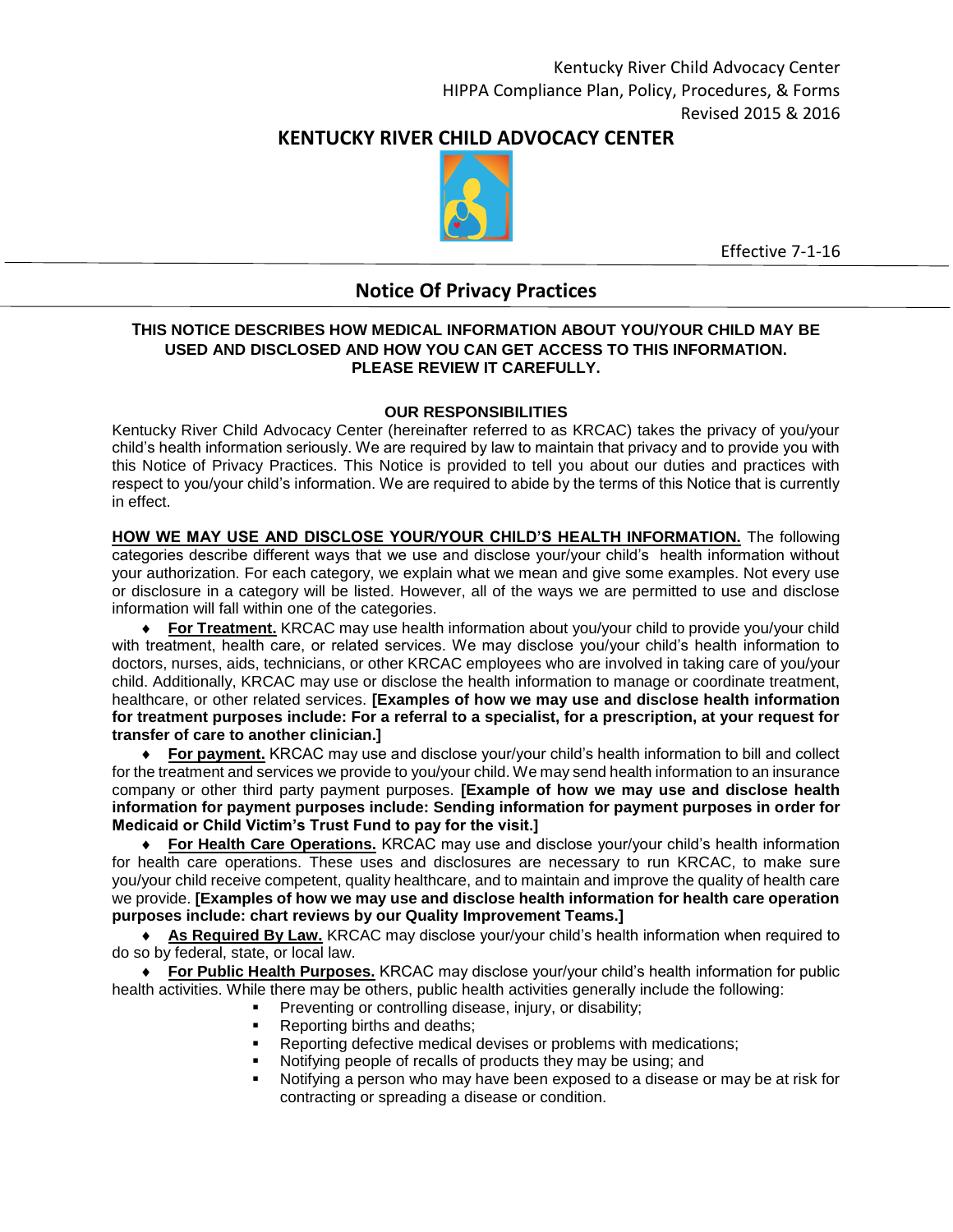Kentucky River Child Advocacy Center
HIPPA Compliance Plan, Policy, Procedures, & Forms
Revised 2015 & 2016

# KENTUCKY RIVER CHILD ADVOCACY CENTER

Effective 7-1-16

## Notice Of Privacy Practices

**THIS NOTICE DESCRIBES HOW MEDICAL INFORMATION ABOUT YOU/YOUR CHILD MAY BE USED AND DISCLOSED AND HOW YOU CAN GET ACCESS TO THIS INFORMATION. PLEASE REVIEW IT CAREFULLY.**

**OUR RESPONSIBILITIES**

Kentucky River Child Advocacy Center (hereinafter referred to as KRCAC) takes the privacy of you/your child's health information seriously. We are required by law to maintain that privacy and to provide you with this Notice of Privacy Practices. This Notice is provided to tell you about our duties and practices with respect to you/your child's information. We are required to abide by the terms of this Notice that is currently in effect.

**HOW WE MAY USE AND DISCLOSE YOUR/YOUR CHILD'S HEALTH INFORMATION.** The following categories describe different ways that we use and disclose your/your child's health information without your authorization. For each category, we explain what we mean and give some examples. Not every use or disclosure in a category will be listed. However, all of the ways we are permitted to use and disclose information will fall within one of the categories.

- **For Treatment.** KRCAC may use health information about you/your child to provide you/your child with treatment, health care, or related services. We may disclose you/your child's health information to doctors, nurses, aids, technicians, or other KRCAC employees who are involved in taking care of you/your child. Additionally, KRCAC may use or disclose the health information to manage or coordinate treatment, healthcare, or other related services. **[Examples of how we may use and disclose health information for treatment purposes include: For a referral to a specialist, for a prescription, at your request for transfer of care to another clinician.]**
- **For payment.** KRCAC may use and disclose your/your child's health information to bill and collect for the treatment and services we provide to you/your child. We may send health information to an insurance company or other third party payment purposes. **[Example of how we may use and disclose health information for payment purposes include: Sending information for payment purposes in order for Medicaid or Child Victim's Trust Fund to pay for the visit.]**
- **For Health Care Operations.** KRCAC may use and disclose your/your child's health information for health care operations. These uses and disclosures are necessary to run KRCAC, to make sure you/your child receive competent, quality healthcare, and to maintain and improve the quality of health care we provide. **[Examples of how we may use and disclose health information for health care operation purposes include: chart reviews by our Quality Improvement Teams.]**
- **As Required By Law.** KRCAC may disclose your/your child's health information when required to do so by federal, state, or local law.
- **For Public Health Purposes.** KRCAC may disclose your/your child's health information for public health activities. While there may be others, public health activities generally include the following:
  - Preventing or controlling disease, injury, or disability;
  - Reporting births and deaths;
  - Reporting defective medical devises or problems with medications;
  - Notifying people of recalls of products they may be using; and
  - Notifying a person who may have been exposed to a disease or may be at risk for contracting or spreading a disease or condition.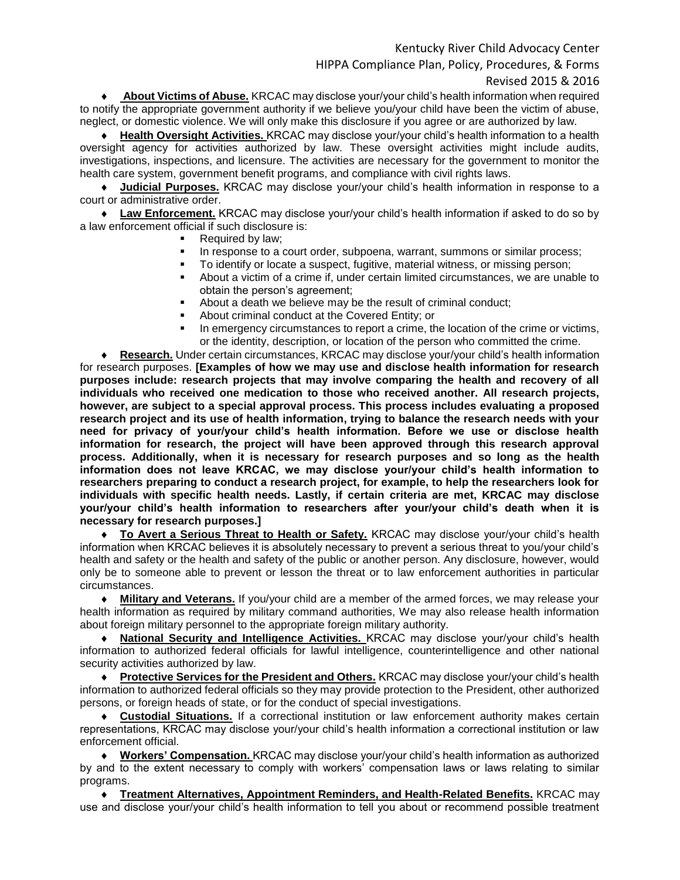- **About Victims of Abuse.** KRCAC may disclose your/your child's health information when required to notify the appropriate government authority if we believe you/your child have been the victim of abuse, neglect, or domestic violence. We will only make this disclosure if you agree or are authorized by law.

- **Health Oversight Activities.** KRCAC may disclose your/your child's health information to a health oversight agency for activities authorized by law. These oversight activities might include audits, investigations, inspections, and licensure. The activities are necessary for the government to monitor the health care system, government benefit programs, and compliance with civil rights laws.

- **Judicial Purposes.** KRCAC may disclose your/your child's health information in response to a court or administrative order.

- **Law Enforcement.** KRCAC may disclose your/your child's health information if asked to do so by a law enforcement official if such disclosure is:
  - Required by law;
  - In response to a court order, subpoena, warrant, summons or similar process;
  - To identify or locate a suspect, fugitive, material witness, or missing person;
  - About a victim of a crime if, under certain limited circumstances, we are unable to obtain the person's agreement;
  - About a death we believe may be the result of criminal conduct;
  - About criminal conduct at the Covered Entity; or
  - In emergency circumstances to report a crime, the location of the crime or victims, or the identity, description, or location of the person who committed the crime.

- **Research.** Under certain circumstances, KRCAC may disclose your/your child's health information for research purposes. **[Examples of how we may use and disclose health information for research purposes include: research projects that may involve comparing the health and recovery of all individuals who received one medication to those who received another. All research projects, however, are subject to a special approval process. This process includes evaluating a proposed research project and its use of health information, trying to balance the research needs with your need for privacy of your/your child's health information. Before we use or disclose health information for research, the project will have been approved through this research approval process. Additionally, when it is necessary for research purposes and so long as the health information does not leave KRCAC, we may disclose your/your child's health information to researchers preparing to conduct a research project, for example, to help the researchers look for individuals with specific health needs. Lastly, if certain criteria are met, KRCAC may disclose your/your child's health information to researchers after your/your child's death when it is necessary for research purposes.]**

- **To Avert a Serious Threat to Health or Safety.** KRCAC may disclose your/your child's health information when KRCAC believes it is absolutely necessary to prevent a serious threat to you/your child's health and safety or the health and safety of the public or another person. Any disclosure, however, would only be to someone able to prevent or lesson the threat or to law enforcement authorities in particular circumstances.

- **Military and Veterans.** If you/your child are a member of the armed forces, we may release your health information as required by military command authorities, We may also release health information about foreign military personnel to the appropriate foreign military authority.

- **National Security and Intelligence Activities.** KRCAC may disclose your/your child's health information to authorized federal officials for lawful intelligence, counterintelligence and other national security activities authorized by law.

- **Protective Services for the President and Others.** KRCAC may disclose your/your child's health information to authorized federal officials so they may provide protection to the President, other authorized persons, or foreign heads of state, or for the conduct of special investigations.

- **Custodial Situations.** If a correctional institution or law enforcement authority makes certain representations, KRCAC may disclose your/your child's health information a correctional institution or law enforcement official.

- **Workers' Compensation.** KRCAC may disclose your/your child's health information as authorized by and to the extent necessary to comply with workers' compensation laws or laws relating to similar programs.

- **Treatment Alternatives, Appointment Reminders, and Health-Related Benefits.** KRCAC may use and disclose your/your child's health information to tell you about or recommend possible treatment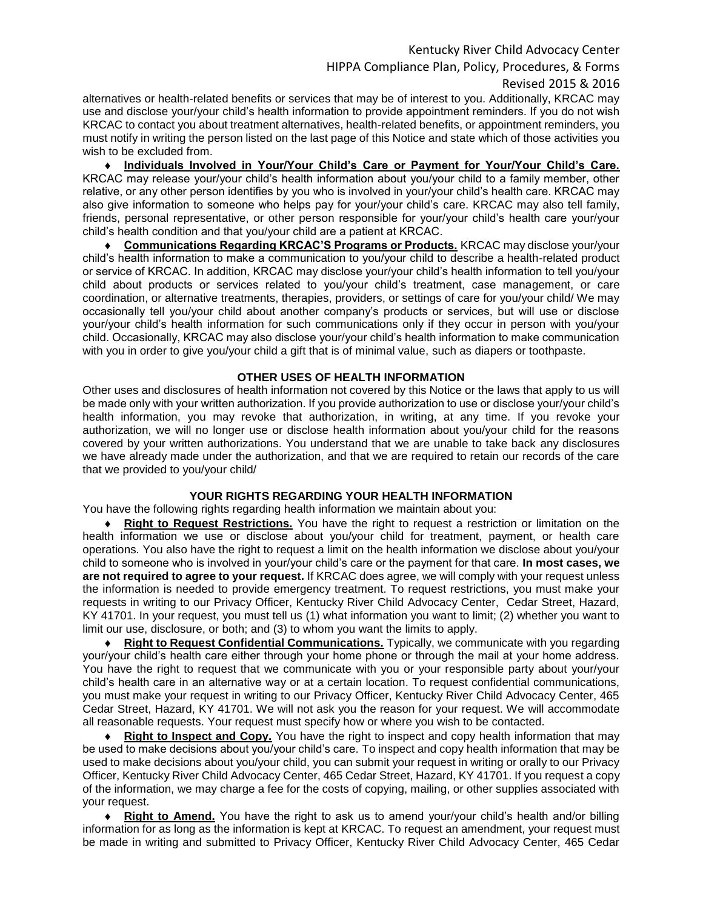alternatives or health-related benefits or services that may be of interest to you. Additionally, KRCAC may use and disclose your/your child's health information to provide appointment reminders. If you do not wish KRCAC to contact you about treatment alternatives, health-related benefits, or appointment reminders, you must notify in writing the person listed on the last page of this Notice and state which of those activities you wish to be excluded from.

♦ **Individuals Involved in Your/Your Child's Care or Payment for Your/Your Child's Care.** KRCAC may release your/your child's health information about you/your child to a family member, other relative, or any other person identifies by you who is involved in your/your child's health care. KRCAC may also give information to someone who helps pay for your/your child's care. KRCAC may also tell family, friends, personal representative, or other person responsible for your/your child's health care your/your child's health condition and that you/your child are a patient at KRCAC.

♦ **Communications Regarding KRCAC'S Programs or Products.** KRCAC may disclose your/your child's health information to make a communication to you/your child to describe a health-related product or service of KRCAC. In addition, KRCAC may disclose your/your child's health information to tell you/your child about products or services related to you/your child's treatment, case management, or care coordination, or alternative treatments, therapies, providers, or settings of care for you/your child/ We may occasionally tell you/your child about another company's products or services, but will use or disclose your/your child's health information for such communications only if they occur in person with you/your child. Occasionally, KRCAC may also disclose your/your child's health information to make communication with you in order to give you/your child a gift that is of minimal value, such as diapers or toothpaste.

**OTHER USES OF HEALTH INFORMATION**

Other uses and disclosures of health information not covered by this Notice or the laws that apply to us will be made only with your written authorization. If you provide authorization to use or disclose your/your child's health information, you may revoke that authorization, in writing, at any time. If you revoke your authorization, we will no longer use or disclose health information about you/your child for the reasons covered by your written authorizations. You understand that we are unable to take back any disclosures we have already made under the authorization, and that we are required to retain our records of the care that we provided to you/your child/

**YOUR RIGHTS REGARDING YOUR HEALTH INFORMATION**

You have the following rights regarding health information we maintain about you:

♦ **Right to Request Restrictions.** You have the right to request a restriction or limitation on the health information we use or disclose about you/your child for treatment, payment, or health care operations. You also have the right to request a limit on the health information we disclose about you/your child to someone who is involved in your/your child's care or the payment for that care. **In most cases, we are not required to agree to your request.** If KRCAC does agree, we will comply with your request unless the information is needed to provide emergency treatment. To request restrictions, you must make your requests in writing to our Privacy Officer, Kentucky River Child Advocacy Center, Cedar Street, Hazard, KY 41701. In your request, you must tell us (1) what information you want to limit; (2) whether you want to limit our use, disclosure, or both; and (3) to whom you want the limits to apply.

♦ **Right to Request Confidential Communications.** Typically, we communicate with you regarding your/your child's health care either through your home phone or through the mail at your home address. You have the right to request that we communicate with you or your responsible party about your/your child's health care in an alternative way or at a certain location. To request confidential communications, you must make your request in writing to our Privacy Officer, Kentucky River Child Advocacy Center, 465 Cedar Street, Hazard, KY 41701. We will not ask you the reason for your request. We will accommodate all reasonable requests. Your request must specify how or where you wish to be contacted.

♦ **Right to Inspect and Copy.** You have the right to inspect and copy health information that may be used to make decisions about you/your child's care. To inspect and copy health information that may be used to make decisions about you/your child, you can submit your request in writing or orally to our Privacy Officer, Kentucky River Child Advocacy Center, 465 Cedar Street, Hazard, KY 41701. If you request a copy of the information, we may charge a fee for the costs of copying, mailing, or other supplies associated with your request.

♦ **Right to Amend.** You have the right to ask us to amend your/your child's health and/or billing information for as long as the information is kept at KRCAC. To request an amendment, your request must be made in writing and submitted to Privacy Officer, Kentucky River Child Advocacy Center, 465 Cedar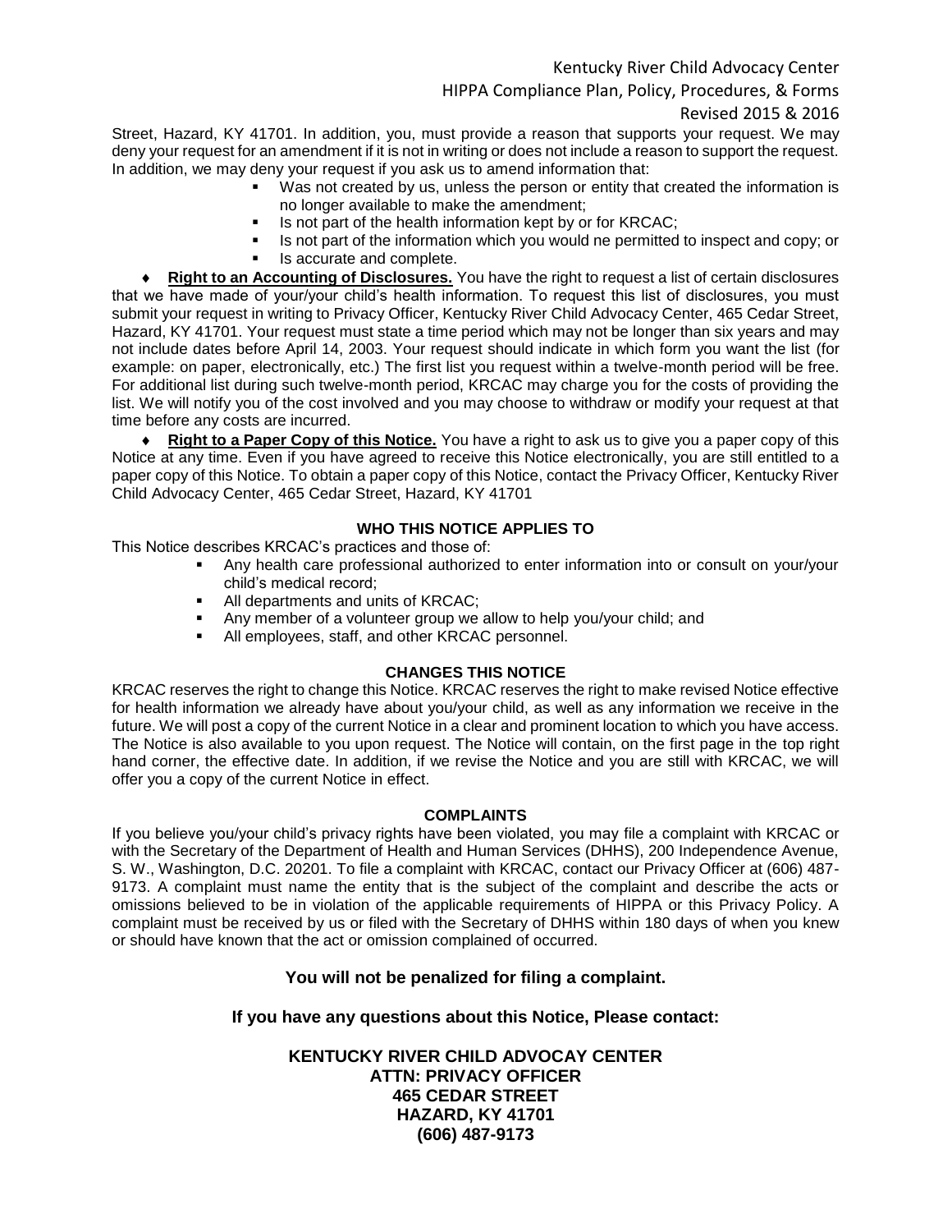Street, Hazard, KY 41701. In addition, you, must provide a reason that supports your request. We may deny your request for an amendment if it is not in writing or does not include a reason to support the request. In addition, we may deny your request if you ask us to amend information that:

- Was not created by us, unless the person or entity that created the information is no longer available to make the amendment;
- Is not part of the health information kept by or for KRCAC;
- Is not part of the information which you would ne permitted to inspect and copy; or
- Is accurate and complete.

♦ **Right to an Accounting of Disclosures.** You have the right to request a list of certain disclosures that we have made of your/your child's health information. To request this list of disclosures, you must submit your request in writing to Privacy Officer, Kentucky River Child Advocacy Center, 465 Cedar Street, Hazard, KY 41701. Your request must state a time period which may not be longer than six years and may not include dates before April 14, 2003. Your request should indicate in which form you want the list (for example: on paper, electronically, etc.) The first list you request within a twelve-month period will be free. For additional list during such twelve-month period, KRCAC may charge you for the costs of providing the list. We will notify you of the cost involved and you may choose to withdraw or modify your request at that time before any costs are incurred.

♦ **Right to a Paper Copy of this Notice.** You have a right to ask us to give you a paper copy of this Notice at any time. Even if you have agreed to receive this Notice electronically, you are still entitled to a paper copy of this Notice. To obtain a paper copy of this Notice, contact the Privacy Officer, Kentucky River Child Advocacy Center, 465 Cedar Street, Hazard, KY 41701

## WHO THIS NOTICE APPLIES TO

This Notice describes KRCAC's practices and those of:

- Any health care professional authorized to enter information into or consult on your/your child's medical record;
- All departments and units of KRCAC;
- Any member of a volunteer group we allow to help you/your child; and
- All employees, staff, and other KRCAC personnel.

## CHANGES THIS NOTICE

KRCAC reserves the right to change this Notice. KRCAC reserves the right to make revised Notice effective for health information we already have about you/your child, as well as any information we receive in the future. We will post a copy of the current Notice in a clear and prominent location to which you have access. The Notice is also available to you upon request. The Notice will contain, on the first page in the top right hand corner, the effective date. In addition, if we revise the Notice and you are still with KRCAC, we will offer you a copy of the current Notice in effect.

## COMPLAINTS

If you believe you/your child's privacy rights have been violated, you may file a complaint with KRCAC or with the Secretary of the Department of Health and Human Services (DHHS), 200 Independence Avenue, S. W., Washington, D.C. 20201. To file a complaint with KRCAC, contact our Privacy Officer at (606) 487-9173. A complaint must name the entity that is the subject of the complaint and describe the acts or omissions believed to be in violation of the applicable requirements of HIPPA or this Privacy Policy. A complaint must be received by us or filed with the Secretary of DHHS within 180 days of when you knew or should have known that the act or omission complained of occurred.

**You will not be penalized for filing a complaint.**

**If you have any questions about this Notice, Please contact:**

**KENTUCKY RIVER CHILD ADVOCAY CENTER**
**ATTN: PRIVACY OFFICER**
**465 CEDAR STREET**
**HAZARD, KY 41701**
**(606) 487-9173**